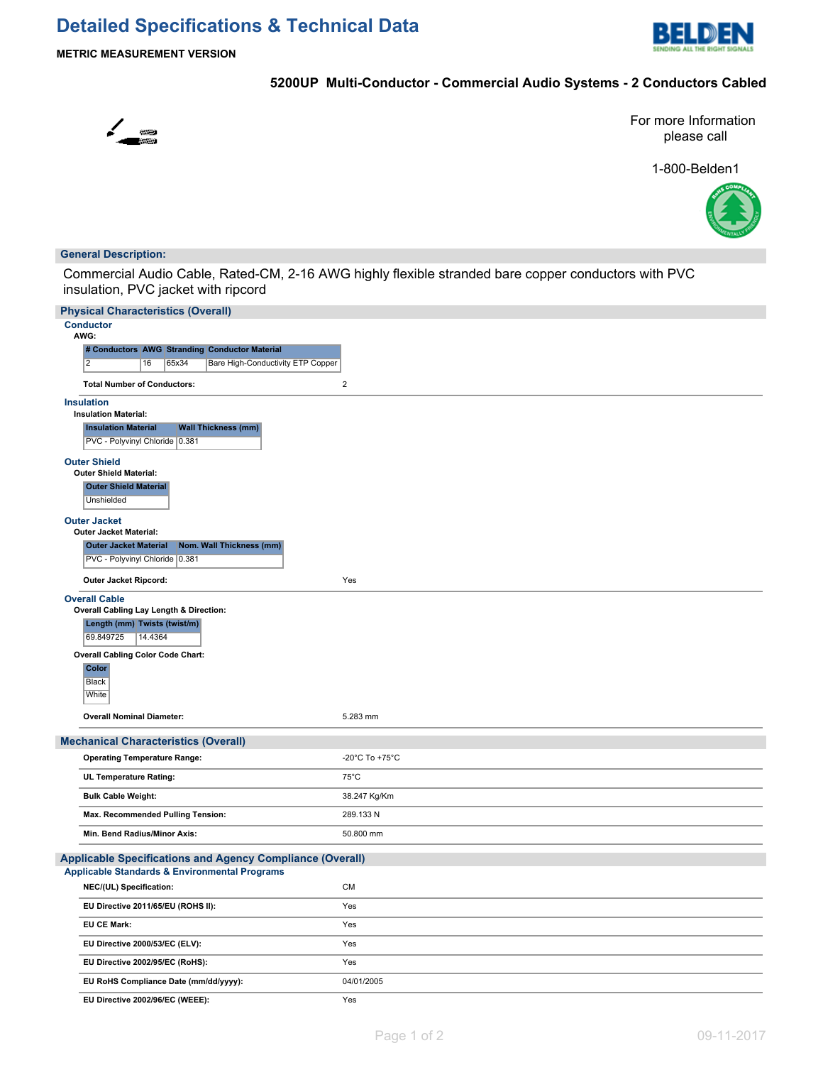# Detailed Specifications & Technical Data

**METRIC MEASUREMENT VERSION**

## 5200UP Multi-Conductor - Commercial Audio Systems - 2 Conductors Cabled

For more Information please call

1-800-Belden1

## General Description:

Commercial Audio Cable, Rated-CM, 2-16 AWG highly flexible stranded bare copper conductors with PVC insulation, PVC jacket with ripcord

## Physical Characteristics (Overall)

### Conductor

**AWG:**

| # Conductors | AWG | Stranding | Conductor Material |
|---|---|---|---|
| 2 | 16 | 65x34 | Bare High-Conductivity ETP Copper |

**Total Number of Conductors:** 2

### Insulation

**Insulation Material:**

| Insulation Material | Wall Thickness (mm) |
|---|---|
| PVC - Polyvinyl Chloride | 0.381 |

### Outer Shield

**Outer Shield Material:**

| Outer Shield Material |
|---|
| Unshielded |

### Outer Jacket

**Outer Jacket Material:**

| Outer Jacket Material | Nom. Wall Thickness (mm) |
|---|---|
| PVC - Polyvinyl Chloride | 0.381 |

**Outer Jacket Ripcord:** Yes

### Overall Cable

**Overall Cabling Lay Length & Direction:**

| Length (mm) | Twists (twist/m) |
|---|---|
| 69.849725 | 14.4364 |

**Overall Cabling Color Code Chart:**

| Color |
|---|
| Black |
| White |

**Overall Nominal Diameter:** 5.283 mm

## Mechanical Characteristics (Overall)

| | |
|---|---|
| **Operating Temperature Range:** | -20°C To +75°C |
| **UL Temperature Rating:** | 75°C |
| **Bulk Cable Weight:** | 38.247 Kg/Km |
| **Max. Recommended Pulling Tension:** | 289.133 N |
| **Min. Bend Radius/Minor Axis:** | 50.800 mm |

## Applicable Specifications and Agency Compliance (Overall)

### Applicable Standards & Environmental Programs

| | |
|---|---|
| **NEC/(UL) Specification:** | CM |
| **EU Directive 2011/65/EU (ROHS II):** | Yes |
| **EU CE Mark:** | Yes |
| **EU Directive 2000/53/EC (ELV):** | Yes |
| **EU Directive 2002/95/EC (RoHS):** | Yes |
| **EU RoHS Compliance Date (mm/dd/yyyy):** | 04/01/2005 |
| **EU Directive 2002/96/EC (WEEE):** | Yes |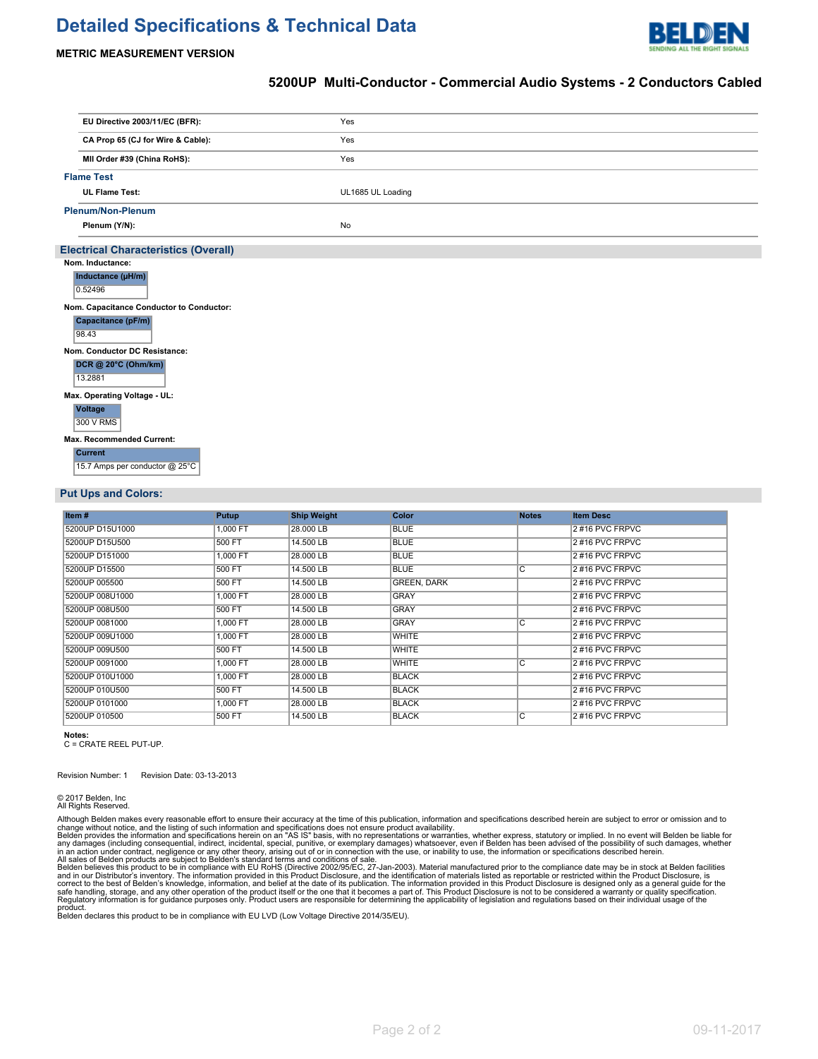# Detailed Specifications & Technical Data

**METRIC MEASUREMENT VERSION**

## 5200UP Multi-Conductor - Commercial Audio Systems - 2 Conductors Cabled

| | |
|---|---|
| **EU Directive 2003/11/EC (BFR):** | Yes |
| **CA Prop 65 (CJ for Wire & Cable):** | Yes |
| **MII Order #39 (China RoHS):** | Yes |

### Flame Test

| | |
|---|---|
| **UL Flame Test:** | UL1685 UL Loading |

### Plenum/Non-Plenum

| | |
|---|---|
| **Plenum (Y/N):** | No |

## Electrical Characteristics (Overall)

**Nom. Inductance:**

| Inductance (µH/m) |
|---|
| 0.52496 |

**Nom. Capacitance Conductor to Conductor:**

| Capacitance (pF/m) |
|---|
| 98.43 |

**Nom. Conductor DC Resistance:**

| DCR @ 20°C (Ohm/km) |
|---|
| 13.2881 |

**Max. Operating Voltage - UL:**

| Voltage |
|---|
| 300 V RMS |

**Max. Recommended Current:**

| Current |
|---|
| 15.7 Amps per conductor @ 25°C |

## Put Ups and Colors:

| Item # | Putup | Ship Weight | Color | Notes | Item Desc |
|---|---|---|---|---|---|
| 5200UP D15U1000 | 1,000 FT | 28.000 LB | BLUE | | 2 #16 PVC FRPVC |
| 5200UP D15U500 | 500 FT | 14.500 LB | BLUE | | 2 #16 PVC FRPVC |
| 5200UP D151000 | 1,000 FT | 28.000 LB | BLUE | | 2 #16 PVC FRPVC |
| 5200UP D15500 | 500 FT | 14.500 LB | BLUE | C | 2 #16 PVC FRPVC |
| 5200UP 005500 | 500 FT | 14.500 LB | GREEN, DARK | | 2 #16 PVC FRPVC |
| 5200UP 008U1000 | 1,000 FT | 28.000 LB | GRAY | | 2 #16 PVC FRPVC |
| 5200UP 008U500 | 500 FT | 14.500 LB | GRAY | | 2 #16 PVC FRPVC |
| 5200UP 0081000 | 1,000 FT | 28.000 LB | GRAY | C | 2 #16 PVC FRPVC |
| 5200UP 009U1000 | 1,000 FT | 28.000 LB | WHITE | | 2 #16 PVC FRPVC |
| 5200UP 009U500 | 500 FT | 14.500 LB | WHITE | | 2 #16 PVC FRPVC |
| 5200UP 0091000 | 1,000 FT | 28.000 LB | WHITE | C | 2 #16 PVC FRPVC |
| 5200UP 010U1000 | 1,000 FT | 28.000 LB | BLACK | | 2 #16 PVC FRPVC |
| 5200UP 010U500 | 500 FT | 14.500 LB | BLACK | | 2 #16 PVC FRPVC |
| 5200UP 0101000 | 1,000 FT | 28.000 LB | BLACK | | 2 #16 PVC FRPVC |
| 5200UP 010500 | 500 FT | 14.500 LB | BLACK | C | 2 #16 PVC FRPVC |

**Notes:**
C = CRATE REEL PUT-UP.

Revision Number: 1 Revision Date: 03-13-2013

© 2017 Belden, Inc
All Rights Reserved.

Although Belden makes every reasonable effort to ensure their accuracy at the time of this publication, information and specifications described herein are subject to error or omission and to change without notice, and the listing of such information and specifications does not ensure product availability.
Belden provides the information and specifications herein on an "AS IS" basis, with no representations or warranties, whether express, statutory or implied. In no event will Belden be liable for any damages (including consequential, indirect, incidental, special, punitive, or exemplary damages) whatsoever, even if Belden has been advised of the possibility of such damages, whether in an action under contract, negligence or any other theory, arising out of or in connection with the use, or inability to use, the information or specifications described herein.
All sales of Belden products are subject to Belden's standard terms and conditions of sale.
Belden believes this product to be in compliance with EU RoHS (Directive 2002/95/EC, 27-Jan-2003). Material manufactured prior to the compliance date may be in stock at Belden facilities and in our Distributor's inventory. The information provided in this Product Disclosure, and the identification of materials listed as reportable or restricted within the Product Disclosure, is correct to the best of Belden's knowledge, information, and belief at the date of its publication. The information provided in this Product Disclosure is designed only as a general guide for the safe handling, storage, and any other operation of the product itself or the one that it becomes a part of. This Product Disclosure is not to be considered a warranty or quality specification. Regulatory information is for guidance purposes only. Product users are responsible for determining the applicability of legislation and regulations based on their individual usage of the product.
Belden declares this product to be in compliance with EU LVD (Low Voltage Directive 2014/35/EU).